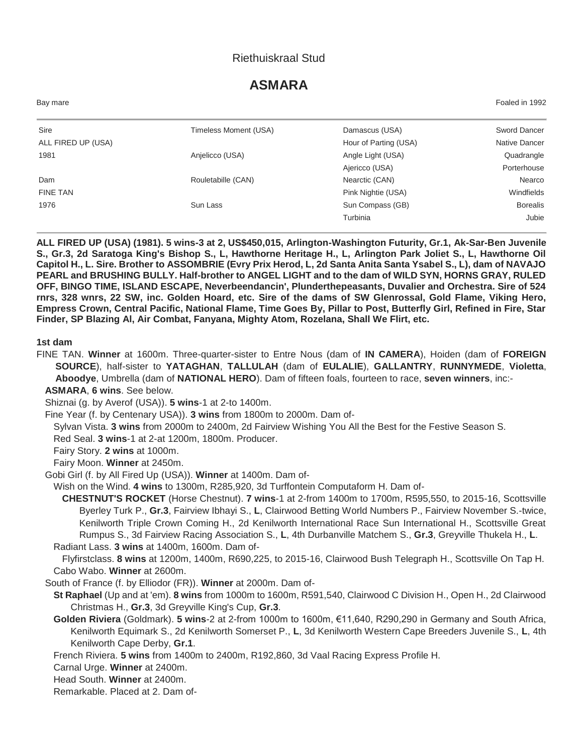Riethuiskraal Stud

# ASMARA

Bay mare | Foaled in 1992

| | | | |
|---|---|---|---|
| Sire | Timeless Moment (USA) | Damascus (USA) | Sword Dancer |
| ALL FIRED UP (USA) | | Hour of Parting (USA) | Native Dancer |
| 1981 | Anjelicco (USA) | Angle Light (USA) | Quadrangle |
| | | Ajericco (USA) | Porterhouse |
| Dam | Rouletabille (CAN) | Nearctic (CAN) | Nearco |
| FINE TAN | | Pink Nightie (USA) | Windfields |
| 1976 | Sun Lass | Sun Compass (GB) | Borealis |
| | | Turbinia | Jubie |

**ALL FIRED UP (USA) (1981). 5 wins-3 at 2, US$450,015, Arlington-Washington Futurity, Gr.1, Ak-Sar-Ben Juvenile S., Gr.3, 2d Saratoga King's Bishop S., L, Hawthorne Heritage H., L, Arlington Park Joliet S., L, Hawthorne Oil Capitol H., L. Sire. Brother to ASSOMBRIE (Evry Prix Herod, L, 2d Santa Anita Santa Ysabel S., L), dam of NAVAJO PEARL and BRUSHING BULLY. Half-brother to ANGEL LIGHT and to the dam of WILD SYN, HORNS GRAY, RULED OFF, BINGO TIME, ISLAND ESCAPE, Neverbeendancin', Plunderthepeasants, Duvalier and Orchestra. Sire of 524 rnrs, 328 wnrs, 22 SW, inc. Golden Hoard, etc. Sire of the dams of SW Glenrossal, Gold Flame, Viking Hero, Empress Crown, Central Pacific, National Flame, Time Goes By, Pillar to Post, Butterfly Girl, Refined in Fire, Star Finder, SP Blazing Al, Air Combat, Fanyana, Mighty Atom, Rozelana, Shall We Flirt, etc.**

**1st dam**

FINE TAN. **Winner** at 1600m. Three-quarter-sister to Entre Nous (dam of **IN CAMERA**), Hoiden (dam of **FOREIGN SOURCE**), half-sister to **YATAGHAN**, **TALLULAH** (dam of **EULALIE**), **GALLANTRY**, **RUNNYMEDE**, **Violetta**, **Aboodye**, Umbrella (dam of **NATIONAL HERO**). Dam of fifteen foals, fourteen to race, **seven winners**, inc:-

**ASMARA**, **6 wins**. See below.

Shiznai (g. by Averof (USA)). **5 wins**-1 at 2-to 1400m.

Fine Year (f. by Centenary USA)). **3 wins** from 1800m to 2000m. Dam of-

Sylvan Vista. **3 wins** from 2000m to 2400m, 2d Fairview Wishing You All the Best for the Festive Season S.

Red Seal. **3 wins**-1 at 2-at 1200m, 1800m. Producer.

Fairy Story. **2 wins** at 1000m.

Fairy Moon. **Winner** at 2450m.

Gobi Girl (f. by All Fired Up (USA)). **Winner** at 1400m. Dam of-

Wish on the Wind. **4 wins** to 1300m, R285,920, 3d Turffontein Computaform H. Dam of-

**CHESTNUT'S ROCKET** (Horse Chestnut). **7 wins**-1 at 2-from 1400m to 1700m, R595,550, to 2015-16, Scottsville Byerley Turk P., **Gr.3**, Fairview Ibhayi S., **L**, Clairwood Betting World Numbers P., Fairview November S.-twice, Kenilworth Triple Crown Coming H., 2d Kenilworth International Race Sun International H., Scottsville Great Rumpus S., 3d Fairview Racing Association S., **L**, 4th Durbanville Matchem S., **Gr.3**, Greyville Thukela H., **L**.

Radiant Lass. **3 wins** at 1400m, 1600m. Dam of-

Flyfirstclass. **8 wins** at 1200m, 1400m, R690,225, to 2015-16, Clairwood Bush Telegraph H., Scottsville On Tap H.

Cabo Wabo. **Winner** at 2600m.

South of France (f. by Elliodor (FR)). **Winner** at 2000m. Dam of-

**St Raphael** (Up and at 'em). **8 wins** from 1000m to 1600m, R591,540, Clairwood C Division H., Open H., 2d Clairwood Christmas H., **Gr.3**, 3d Greyville King's Cup, **Gr.3**.

**Golden Riviera** (Goldmark). **5 wins**-2 at 2-from 1000m to 1600m, €11,640, R290,290 in Germany and South Africa, Kenilworth Equimark S., 2d Kenilworth Somerset P., **L**, 3d Kenilworth Western Cape Breeders Juvenile S., **L**, 4th Kenilworth Cape Derby, **Gr.1**.

French Riviera. **5 wins** from 1400m to 2400m, R192,860, 3d Vaal Racing Express Profile H.

Carnal Urge. **Winner** at 2400m.

Head South. **Winner** at 2400m.

Remarkable. Placed at 2. Dam of-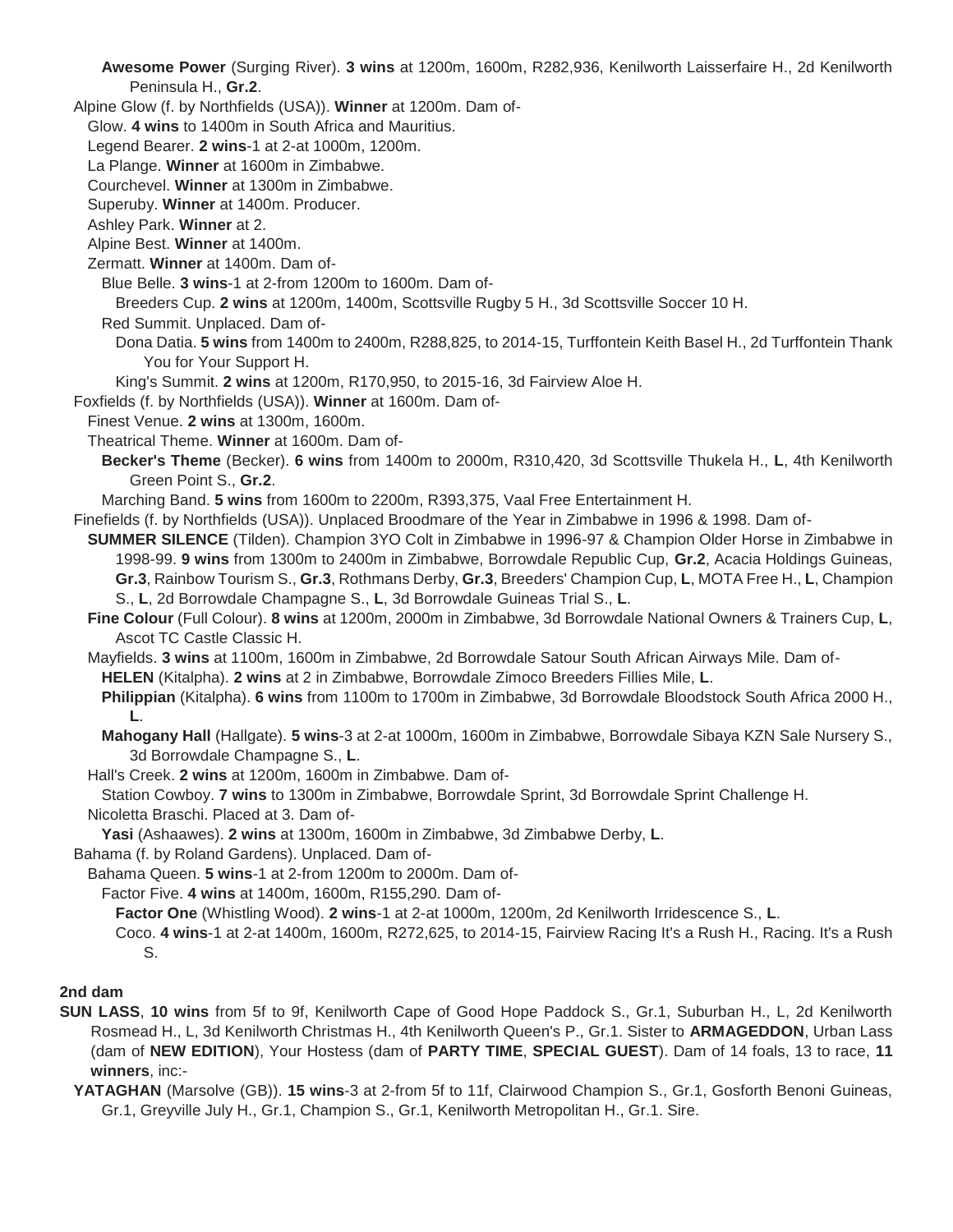**Awesome Power** (Surging River). **3 wins** at 1200m, 1600m, R282,936, Kenilworth Laisserfaire H., 2d Kenilworth Peninsula H., **Gr.2**.

Alpine Glow (f. by Northfields (USA)). **Winner** at 1200m. Dam of-

Glow. **4 wins** to 1400m in South Africa and Mauritius.

Legend Bearer. **2 wins**-1 at 2-at 1000m, 1200m.

La Plange. **Winner** at 1600m in Zimbabwe.

Courchevel. **Winner** at 1300m in Zimbabwe.

Superuby. **Winner** at 1400m. Producer.

Ashley Park. **Winner** at 2.

Alpine Best. **Winner** at 1400m.

Zermatt. **Winner** at 1400m. Dam of-

Blue Belle. **3 wins**-1 at 2-from 1200m to 1600m. Dam of-

Breeders Cup. **2 wins** at 1200m, 1400m, Scottsville Rugby 5 H., 3d Scottsville Soccer 10 H.

Red Summit. Unplaced. Dam of-

Dona Datia. **5 wins** from 1400m to 2400m, R288,825, to 2014-15, Turffontein Keith Basel H., 2d Turffontein Thank You for Your Support H.

King's Summit. **2 wins** at 1200m, R170,950, to 2015-16, 3d Fairview Aloe H.

Foxfields (f. by Northfields (USA)). **Winner** at 1600m. Dam of-

Finest Venue. **2 wins** at 1300m, 1600m.

Theatrical Theme. **Winner** at 1600m. Dam of-

**Becker's Theme** (Becker). **6 wins** from 1400m to 2000m, R310,420, 3d Scottsville Thukela H., **L**, 4th Kenilworth Green Point S., **Gr.2**.

Marching Band. **5 wins** from 1600m to 2200m, R393,375, Vaal Free Entertainment H.

Finefields (f. by Northfields (USA)). Unplaced Broodmare of the Year in Zimbabwe in 1996 & 1998. Dam of-

**SUMMER SILENCE** (Tilden). Champion 3YO Colt in Zimbabwe in 1996-97 & Champion Older Horse in Zimbabwe in 1998-99. **9 wins** from 1300m to 2400m in Zimbabwe, Borrowdale Republic Cup, **Gr.2**, Acacia Holdings Guineas, **Gr.3**, Rainbow Tourism S., **Gr.3**, Rothmans Derby, **Gr.3**, Breeders' Champion Cup, **L**, MOTA Free H., **L**, Champion S., **L**, 2d Borrowdale Champagne S., **L**, 3d Borrowdale Guineas Trial S., **L**.

**Fine Colour** (Full Colour). **8 wins** at 1200m, 2000m in Zimbabwe, 3d Borrowdale National Owners & Trainers Cup, **L**, Ascot TC Castle Classic H.

Mayfields. **3 wins** at 1100m, 1600m in Zimbabwe, 2d Borrowdale Satour South African Airways Mile. Dam of-

**HELEN** (Kitalpha). **2 wins** at 2 in Zimbabwe, Borrowdale Zimoco Breeders Fillies Mile, **L**.

**Philippian** (Kitalpha). **6 wins** from 1100m to 1700m in Zimbabwe, 3d Borrowdale Bloodstock South Africa 2000 H., **L**.

**Mahogany Hall** (Hallgate). **5 wins**-3 at 2-at 1000m, 1600m in Zimbabwe, Borrowdale Sibaya KZN Sale Nursery S., 3d Borrowdale Champagne S., **L**.

Hall's Creek. **2 wins** at 1200m, 1600m in Zimbabwe. Dam of-

Station Cowboy. **7 wins** to 1300m in Zimbabwe, Borrowdale Sprint, 3d Borrowdale Sprint Challenge H.

Nicoletta Braschi. Placed at 3. Dam of-

**Yasi** (Ashaawes). **2 wins** at 1300m, 1600m in Zimbabwe, 3d Zimbabwe Derby, **L**.

Bahama (f. by Roland Gardens). Unplaced. Dam of-

Bahama Queen. **5 wins**-1 at 2-from 1200m to 2000m. Dam of-

Factor Five. **4 wins** at 1400m, 1600m, R155,290. Dam of-

**Factor One** (Whistling Wood). **2 wins**-1 at 2-at 1000m, 1200m, 2d Kenilworth Irridescence S., **L**.

Coco. **4 wins**-1 at 2-at 1400m, 1600m, R272,625, to 2014-15, Fairview Racing It's a Rush H., Racing. It's a Rush S.

**2nd dam**

**SUN LASS**, **10 wins** from 5f to 9f, Kenilworth Cape of Good Hope Paddock S., Gr.1, Suburban H., L, 2d Kenilworth Rosmead H., L, 3d Kenilworth Christmas H., 4th Kenilworth Queen's P., Gr.1. Sister to **ARMAGEDDON**, Urban Lass (dam of **NEW EDITION**), Your Hostess (dam of **PARTY TIME**, **SPECIAL GUEST**). Dam of 14 foals, 13 to race, **11 winners**, inc:-

**YATAGHAN** (Marsolve (GB)). **15 wins**-3 at 2-from 5f to 11f, Clairwood Champion S., Gr.1, Gosforth Benoni Guineas, Gr.1, Greyville July H., Gr.1, Champion S., Gr.1, Kenilworth Metropolitan H., Gr.1. Sire.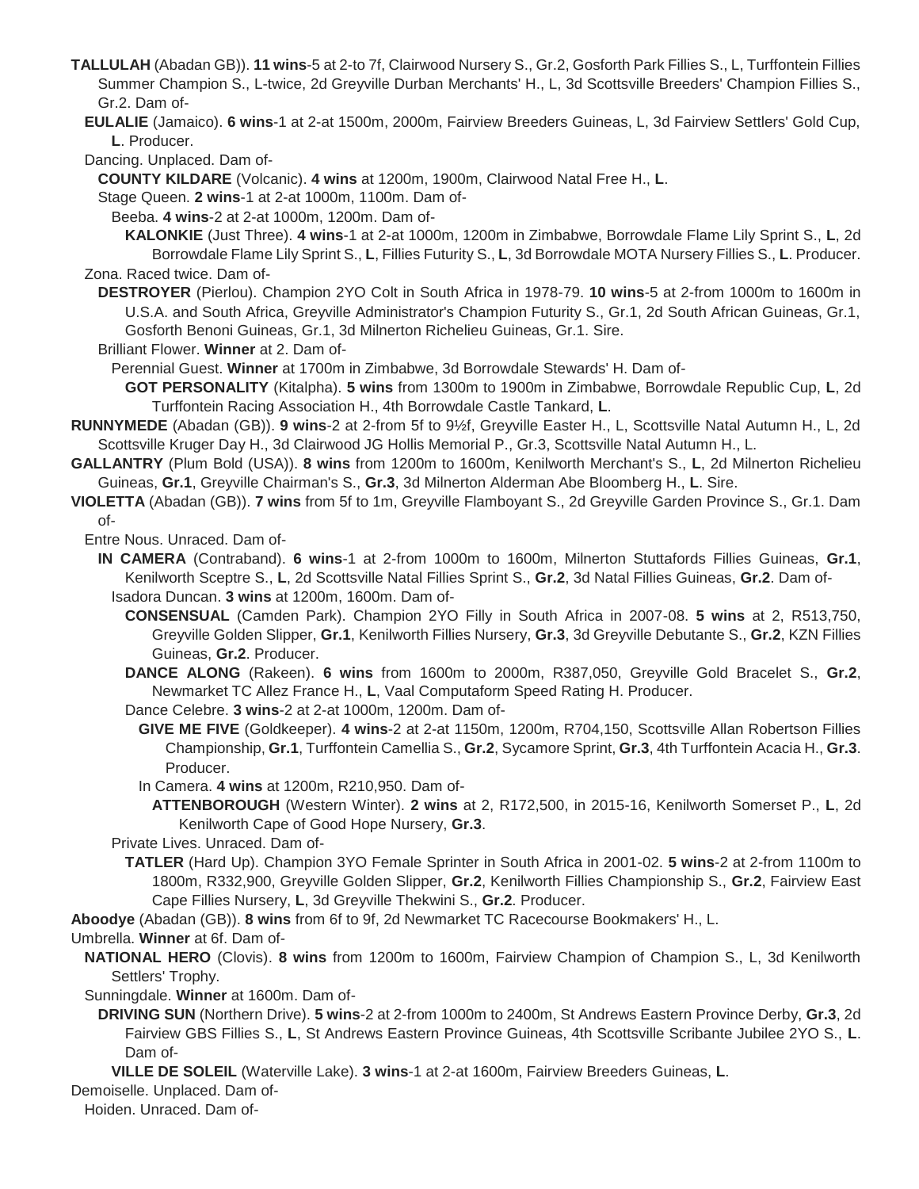**TALLULAH** (Abadan GB)). **11 wins**-5 at 2-to 7f, Clairwood Nursery S., Gr.2, Gosforth Park Fillies S., L, Turffontein Fillies Summer Champion S., L-twice, 2d Greyville Durban Merchants' H., L, 3d Scottsville Breeders' Champion Fillies S., Gr.2. Dam of-

**EULALIE** (Jamaico). **6 wins**-1 at 2-at 1500m, 2000m, Fairview Breeders Guineas, L, 3d Fairview Settlers' Gold Cup, **L**. Producer.

Dancing. Unplaced. Dam of-

**COUNTY KILDARE** (Volcanic). **4 wins** at 1200m, 1900m, Clairwood Natal Free H., **L**.

Stage Queen. **2 wins**-1 at 2-at 1000m, 1100m. Dam of-

Beeba. **4 wins**-2 at 2-at 1000m, 1200m. Dam of-

**KALONKIE** (Just Three). **4 wins**-1 at 2-at 1000m, 1200m in Zimbabwe, Borrowdale Flame Lily Sprint S., **L**, 2d Borrowdale Flame Lily Sprint S., **L**, Fillies Futurity S., **L**, 3d Borrowdale MOTA Nursery Fillies S., **L**. Producer.

Zona. Raced twice. Dam of-

**DESTROYER** (Pierlou). Champion 2YO Colt in South Africa in 1978-79. **10 wins**-5 at 2-from 1000m to 1600m in U.S.A. and South Africa, Greyville Administrator's Champion Futurity S., Gr.1, 2d South African Guineas, Gr.1, Gosforth Benoni Guineas, Gr.1, 3d Milnerton Richelieu Guineas, Gr.1. Sire.

Brilliant Flower. **Winner** at 2. Dam of-

Perennial Guest. **Winner** at 1700m in Zimbabwe, 3d Borrowdale Stewards' H. Dam of-

**GOT PERSONALITY** (Kitalpha). **5 wins** from 1300m to 1900m in Zimbabwe, Borrowdale Republic Cup, **L**, 2d Turffontein Racing Association H., 4th Borrowdale Castle Tankard, **L**.

**RUNNYMEDE** (Abadan (GB)). **9 wins**-2 at 2-from 5f to 9½f, Greyville Easter H., L, Scottsville Natal Autumn H., L, 2d Scottsville Kruger Day H., 3d Clairwood JG Hollis Memorial P., Gr.3, Scottsville Natal Autumn H., L.

**GALLANTRY** (Plum Bold (USA)). **8 wins** from 1200m to 1600m, Kenilworth Merchant's S., **L**, 2d Milnerton Richelieu Guineas, **Gr.1**, Greyville Chairman's S., **Gr.3**, 3d Milnerton Alderman Abe Bloomberg H., **L**. Sire.

**VIOLETTA** (Abadan (GB)). **7 wins** from 5f to 1m, Greyville Flamboyant S., 2d Greyville Garden Province S., Gr.1. Dam of-

Entre Nous. Unraced. Dam of-

**IN CAMERA** (Contraband). **6 wins**-1 at 2-from 1000m to 1600m, Milnerton Stuttafords Fillies Guineas, **Gr.1**, Kenilworth Sceptre S., **L**, 2d Scottsville Natal Fillies Sprint S., **Gr.2**, 3d Natal Fillies Guineas, **Gr.2**. Dam of-

Isadora Duncan. **3 wins** at 1200m, 1600m. Dam of-

**CONSENSUAL** (Camden Park). Champion 2YO Filly in South Africa in 2007-08. **5 wins** at 2, R513,750, Greyville Golden Slipper, **Gr.1**, Kenilworth Fillies Nursery, **Gr.3**, 3d Greyville Debutante S., **Gr.2**, KZN Fillies Guineas, **Gr.2**. Producer.

**DANCE ALONG** (Rakeen). **6 wins** from 1600m to 2000m, R387,050, Greyville Gold Bracelet S., **Gr.2**, Newmarket TC Allez France H., **L**, Vaal Computaform Speed Rating H. Producer.

Dance Celebre. **3 wins**-2 at 2-at 1000m, 1200m. Dam of-

**GIVE ME FIVE** (Goldkeeper). **4 wins**-2 at 2-at 1150m, 1200m, R704,150, Scottsville Allan Robertson Fillies Championship, **Gr.1**, Turffontein Camellia S., **Gr.2**, Sycamore Sprint, **Gr.3**, 4th Turffontein Acacia H., **Gr.3**. Producer.

In Camera. **4 wins** at 1200m, R210,950. Dam of-

**ATTENBOROUGH** (Western Winter). **2 wins** at 2, R172,500, in 2015-16, Kenilworth Somerset P., **L**, 2d Kenilworth Cape of Good Hope Nursery, **Gr.3**.

Private Lives. Unraced. Dam of-

**TATLER** (Hard Up). Champion 3YO Female Sprinter in South Africa in 2001-02. **5 wins**-2 at 2-from 1100m to 1800m, R332,900, Greyville Golden Slipper, **Gr.2**, Kenilworth Fillies Championship S., **Gr.2**, Fairview East Cape Fillies Nursery, **L**, 3d Greyville Thekwini S., **Gr.2**. Producer.

**Aboodye** (Abadan (GB)). **8 wins** from 6f to 9f, 2d Newmarket TC Racecourse Bookmakers' H., L.

Umbrella. **Winner** at 6f. Dam of-

**NATIONAL HERO** (Clovis). **8 wins** from 1200m to 1600m, Fairview Champion of Champion S., L, 3d Kenilworth Settlers' Trophy.

Sunningdale. **Winner** at 1600m. Dam of-

**DRIVING SUN** (Northern Drive). **5 wins**-2 at 2-from 1000m to 2400m, St Andrews Eastern Province Derby, **Gr.3**, 2d Fairview GBS Fillies S., **L**, St Andrews Eastern Province Guineas, 4th Scottsville Scribante Jubilee 2YO S., **L**. Dam of-

**VILLE DE SOLEIL** (Waterville Lake). **3 wins**-1 at 2-at 1600m, Fairview Breeders Guineas, **L**.

Demoiselle. Unplaced. Dam of-

Hoiden. Unraced. Dam of-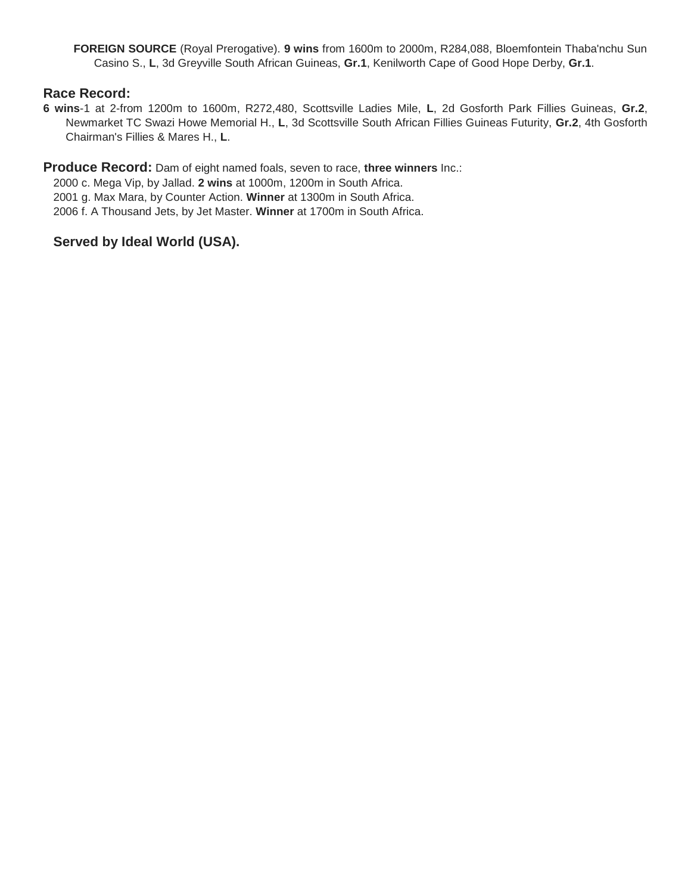**FOREIGN SOURCE** (Royal Prerogative). **9 wins** from 1600m to 2000m, R284,088, Bloemfontein Thaba'nchu Sun Casino S., **L**, 3d Greyville South African Guineas, **Gr.1**, Kenilworth Cape of Good Hope Derby, **Gr.1**.

### Race Record:

**6 wins**-1 at 2-from 1200m to 1600m, R272,480, Scottsville Ladies Mile, **L**, 2d Gosforth Park Fillies Guineas, **Gr.2**, Newmarket TC Swazi Howe Memorial H., **L**, 3d Scottsville South African Fillies Guineas Futurity, **Gr.2**, 4th Gosforth Chairman's Fillies & Mares H., **L**.

### Produce Record: Dam of eight named foals, seven to race, **three winners** Inc.:

2000 c. Mega Vip, by Jallad. **2 wins** at 1000m, 1200m in South Africa.
2001 g. Max Mara, by Counter Action. **Winner** at 1300m in South Africa.
2006 f. A Thousand Jets, by Jet Master. **Winner** at 1700m in South Africa.

**Served by Ideal World (USA).**